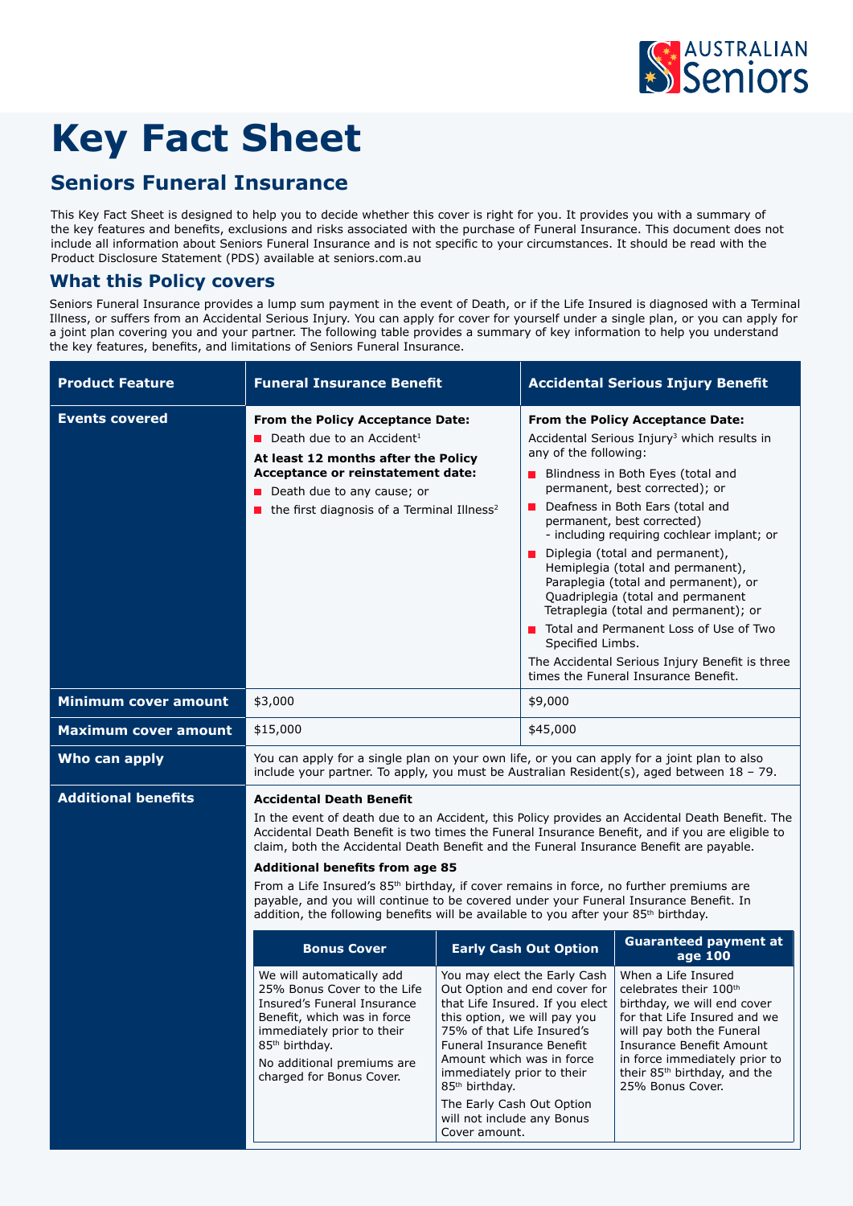# Key Fact Sheet

## Seniors Funeral Insurance

This Key Fact Sheet is designed to help you to decide whether this cover is right for you. It provides you with a summary of the key features and benefits, exclusions and risks associated with the purchase of Funeral Insurance. This document does not include all information about Seniors Funeral Insurance and is not specific to your circumstances. It should be read with the Product Disclosure Statement (PDS) available at seniors.com.au

## What this Policy covers

Seniors Funeral Insurance provides a lump sum payment in the event of Death, or if the Life Insured is diagnosed with a Terminal Illness, or suffers from an Accidental Serious Injury. You can apply for cover for yourself under a single plan, or you can apply for a joint plan covering you and your partner. The following table provides a summary of key information to help you understand the key features, benefits, and limitations of Seniors Funeral Insurance.

| Product Feature | Funeral Insurance Benefit | Accidental Serious Injury Benefit |
|---|---|---|
| **Events covered** | **From the Policy Acceptance Date:**<br>- Death due to an Accident[1]<br><br>**At least 12 months after the Policy Acceptance or reinstatement date:**<br>- Death due to any cause; or<br>- the first diagnosis of a Terminal Illness[2] | **From the Policy Acceptance Date:**<br>Accidental Serious Injury[3] which results in any of the following:<br>- Blindness in Both Eyes (total and permanent, best corrected); or<br>- Deafness in Both Ears (total and permanent, best corrected) - including requiring cochlear implant; or<br>- Diplegia (total and permanent), Hemiplegia (total and permanent), Paraplegia (total and permanent), or Quadriplegia (total and permanent Tetraplegia (total and permanent); or<br>- Total and Permanent Loss of Use of Two Specified Limbs.<br><br>The Accidental Serious Injury Benefit is three times the Funeral Insurance Benefit. |
| **Minimum cover amount** | $3,000 | $9,000 |
| **Maximum cover amount** | $15,000 | $45,000 |
| **Who can apply** | You can apply for a single plan on your own life, or you can apply for a joint plan to also include your partner. To apply, you must be Australian Resident(s), aged between 18 – 79. | |

**Additional benefits**

**Accidental Death Benefit**

In the event of death due to an Accident, this Policy provides an Accidental Death Benefit. The Accidental Death Benefit is two times the Funeral Insurance Benefit, and if you are eligible to claim, both the Accidental Death Benefit and the Funeral Insurance Benefit are payable.

**Additional benefits from age 85**

From a Life Insured's 85th birthday, if cover remains in force, no further premiums are payable, and you will continue to be covered under your Funeral Insurance Benefit. In addition, the following benefits will be available to you after your 85th birthday.

| Bonus Cover | Early Cash Out Option | Guaranteed payment at age 100 |
|---|---|---|
| We will automatically add 25% Bonus Cover to the Life Insured's Funeral Insurance Benefit, which was in force immediately prior to their 85th birthday.<br><br>No additional premiums are charged for Bonus Cover. | You may elect the Early Cash Out Option and end cover for that Life Insured. If you elect this option, we will pay you 75% of that Life Insured's Funeral Insurance Benefit Amount which was in force immediately prior to their 85th birthday.<br><br>The Early Cash Out Option will not include any Bonus Cover amount. | When a Life Insured celebrates their 100th birthday, we will end cover for that Life Insured and we will pay both the Funeral Insurance Benefit Amount in force immediately prior to their 85th birthday, and the 25% Bonus Cover. |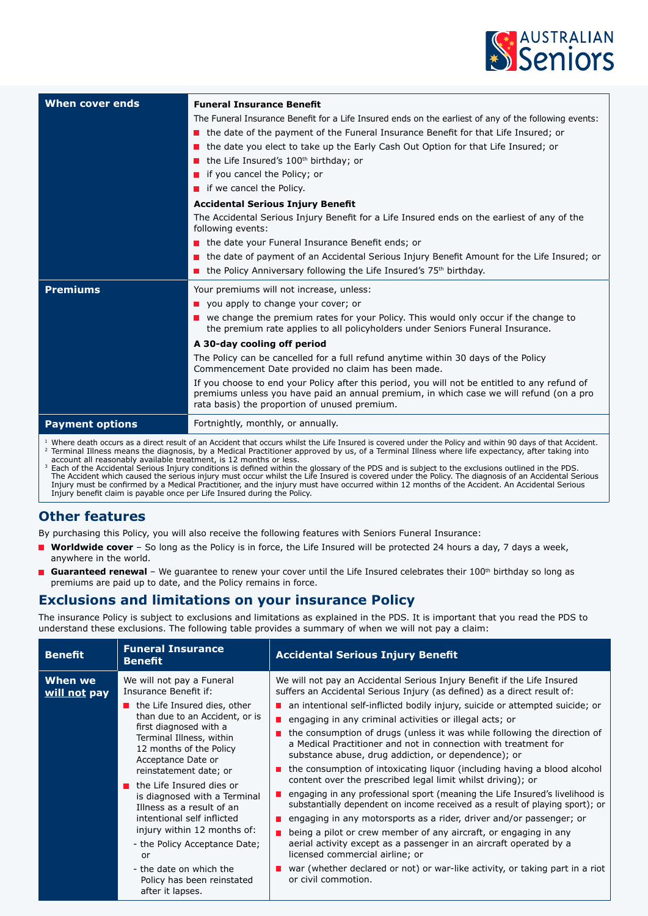| When cover ends | **Funeral Insurance Benefit**<br>The Funeral Insurance Benefit for a Life Insured ends on the earliest of any of the following events:<br>- the date of the payment of the Funeral Insurance Benefit for that Life Insured; or<br>- the date you elect to take up the Early Cash Out Option for that Life Insured; or<br>- the Life Insured's 100th birthday; or<br>- if you cancel the Policy; or<br>- if we cancel the Policy.<br>**Accidental Serious Injury Benefit**<br>The Accidental Serious Injury Benefit for a Life Insured ends on the earliest of any of the following events:<br>- the date your Funeral Insurance Benefit ends; or<br>- the date of payment of an Accidental Serious Injury Benefit Amount for the Life Insured; or<br>- the Policy Anniversary following the Life Insured's 75th birthday. |
|---|---|
| **Premiums** | Your premiums will not increase, unless:<br>- you apply to change your cover; or<br>- we change the premium rates for your Policy. This would only occur if the change to the premium rate applies to all policyholders under Seniors Funeral Insurance.<br>**A 30-day cooling off period**<br>The Policy can be cancelled for a full refund anytime within 30 days of the Policy Commencement Date provided no claim has been made.<br>If you choose to end your Policy after this period, you will not be entitled to any refund of premiums unless you have paid an annual premium, in which case we will refund (on a pro rata basis) the proportion of unused premium. |
| **Payment options** | Fortnightly, monthly, or annually. |

[1] Where death occurs as a direct result of an Accident that occurs whilst the Life Insured is covered under the Policy and within 90 days of that Accident.
[2] Terminal Illness means the diagnosis, by a Medical Practitioner approved by us, of a Terminal Illness where life expectancy, after taking into account all reasonably available treatment, is 12 months or less.
[3] Each of the Accidental Serious Injury conditions is defined within the glossary of the PDS and is subject to the exclusions outlined in the PDS. The Accident which caused the serious injury must occur whilst the Life Insured is covered under the Policy. The diagnosis of an Accidental Serious Injury must be confirmed by a Medical Practitioner, and the injury must have occurred within 12 months of the Accident. An Accidental Serious Injury benefit claim is payable once per Life Insured during the Policy.

## Other features

By purchasing this Policy, you will also receive the following features with Seniors Funeral Insurance:

- **Worldwide cover** – So long as the Policy is in force, the Life Insured will be protected 24 hours a day, 7 days a week, anywhere in the world.
- **Guaranteed renewal** – We guarantee to renew your cover until the Life Insured celebrates their 100th birthday so long as premiums are paid up to date, and the Policy remains in force.

## Exclusions and limitations on your insurance Policy

The insurance Policy is subject to exclusions and limitations as explained in the PDS. It is important that you read the PDS to understand these exclusions. The following table provides a summary of when we will not pay a claim:

| Benefit | Funeral Insurance Benefit | Accidental Serious Injury Benefit |
|---|---|---|
| **When we will not pay** | We will not pay a Funeral Insurance Benefit if:<br>- the Life Insured dies, other than due to an Accident, or is first diagnosed with a Terminal Illness, within 12 months of the Policy Acceptance Date or reinstatement date; or<br>- the Life Insured dies or is diagnosed with a Terminal Illness as a result of an intentional self inflicted injury within 12 months of:<br>  - the Policy Acceptance Date; or<br>  - the date on which the Policy has been reinstated after it lapses. | We will not pay an Accidental Serious Injury Benefit if the Life Insured suffers an Accidental Serious Injury (as defined) as a direct result of:<br>- an intentional self-inflicted bodily injury, suicide or attempted suicide; or<br>- engaging in any criminal activities or illegal acts; or<br>- the consumption of drugs (unless it was while following the direction of a Medical Practitioner and not in connection with treatment for substance abuse, drug addiction, or dependence); or<br>- the consumption of intoxicating liquor (including having a blood alcohol content over the prescribed legal limit whilst driving); or<br>- engaging in any professional sport (meaning the Life Insured's livelihood is substantially dependent on income received as a result of playing sport); or<br>- engaging in any motorsports as a rider, driver and/or passenger; or<br>- being a pilot or crew member of any aircraft, or engaging in any aerial activity except as a passenger in an aircraft operated by a licensed commercial airline; or<br>- war (whether declared or not) or war-like activity, or taking part in a riot or civil commotion. |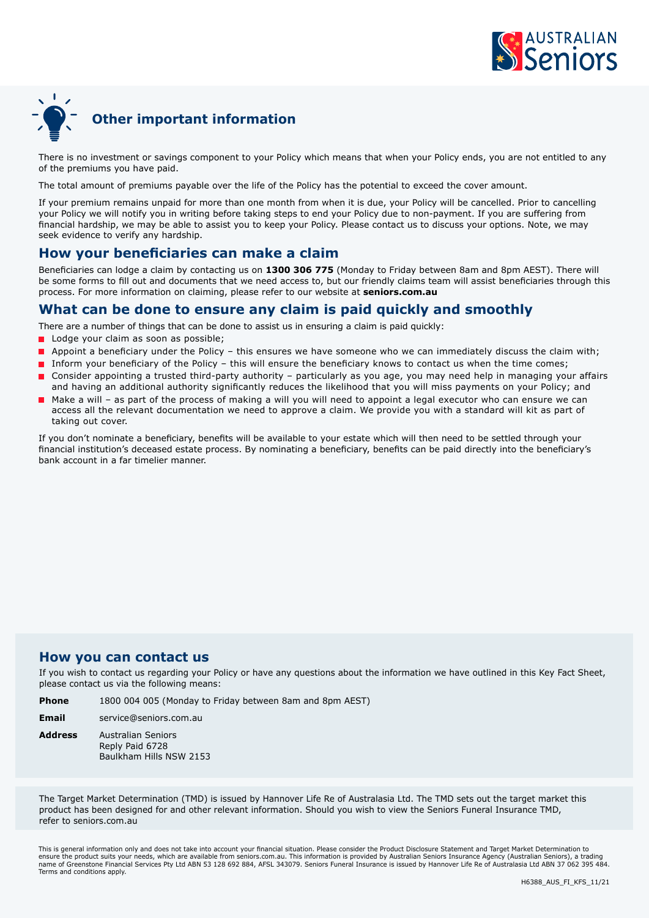## Other important information

There is no investment or savings component to your Policy which means that when your Policy ends, you are not entitled to any of the premiums you have paid.

The total amount of premiums payable over the life of the Policy has the potential to exceed the cover amount.

If your premium remains unpaid for more than one month from when it is due, your Policy will be cancelled. Prior to cancelling your Policy we will notify you in writing before taking steps to end your Policy due to non-payment. If you are suffering from financial hardship, we may be able to assist you to keep your Policy. Please contact us to discuss your options. Note, we may seek evidence to verify any hardship.

## How your beneficiaries can make a claim

Beneficiaries can lodge a claim by contacting us on **1300 306 775** (Monday to Friday between 8am and 8pm AEST). There will be some forms to fill out and documents that we need access to, but our friendly claims team will assist beneficiaries through this process. For more information on claiming, please refer to our website at **seniors.com.au**

## What can be done to ensure any claim is paid quickly and smoothly

There are a number of things that can be done to assist us in ensuring a claim is paid quickly:

- Lodge your claim as soon as possible;
- Appoint a beneficiary under the Policy – this ensures we have someone who we can immediately discuss the claim with;
- Inform your beneficiary of the Policy – this will ensure the beneficiary knows to contact us when the time comes;
- Consider appointing a trusted third-party authority – particularly as you age, you may need help in managing your affairs and having an additional authority significantly reduces the likelihood that you will miss payments on your Policy; and
- Make a will – as part of the process of making a will you will need to appoint a legal executor who can ensure we can access all the relevant documentation we need to approve a claim. We provide you with a standard will kit as part of taking out cover.

If you don't nominate a beneficiary, benefits will be available to your estate which will then need to be settled through your financial institution's deceased estate process. By nominating a beneficiary, benefits can be paid directly into the beneficiary's bank account in a far timelier manner.

## How you can contact us

If you wish to contact us regarding your Policy or have any questions about the information we have outlined in this Key Fact Sheet, please contact us via the following means:

**Phone** 1800 004 005 (Monday to Friday between 8am and 8pm AEST)

**Email** service@seniors.com.au

**Address** Australian Seniors
Reply Paid 6728
Baulkham Hills NSW 2153

The Target Market Determination (TMD) is issued by Hannover Life Re of Australasia Ltd. The TMD sets out the target market this product has been designed for and other relevant information. Should you wish to view the Seniors Funeral Insurance TMD, refer to seniors.com.au

This is general information only and does not take into account your financial situation. Please consider the Product Disclosure Statement and Target Market Determination to ensure the product suits your needs, which are available from seniors.com.au. This information is provided by Australian Seniors Insurance Agency (Australian Seniors), a trading name of Greenstone Financial Services Pty Ltd ABN 53 128 692 884, AFSL 343079. Seniors Funeral Insurance is issued by Hannover Life Re of Australasia Ltd ABN 37 062 395 484. Terms and conditions apply.

H6388_AUS_FI_KFS_11/21